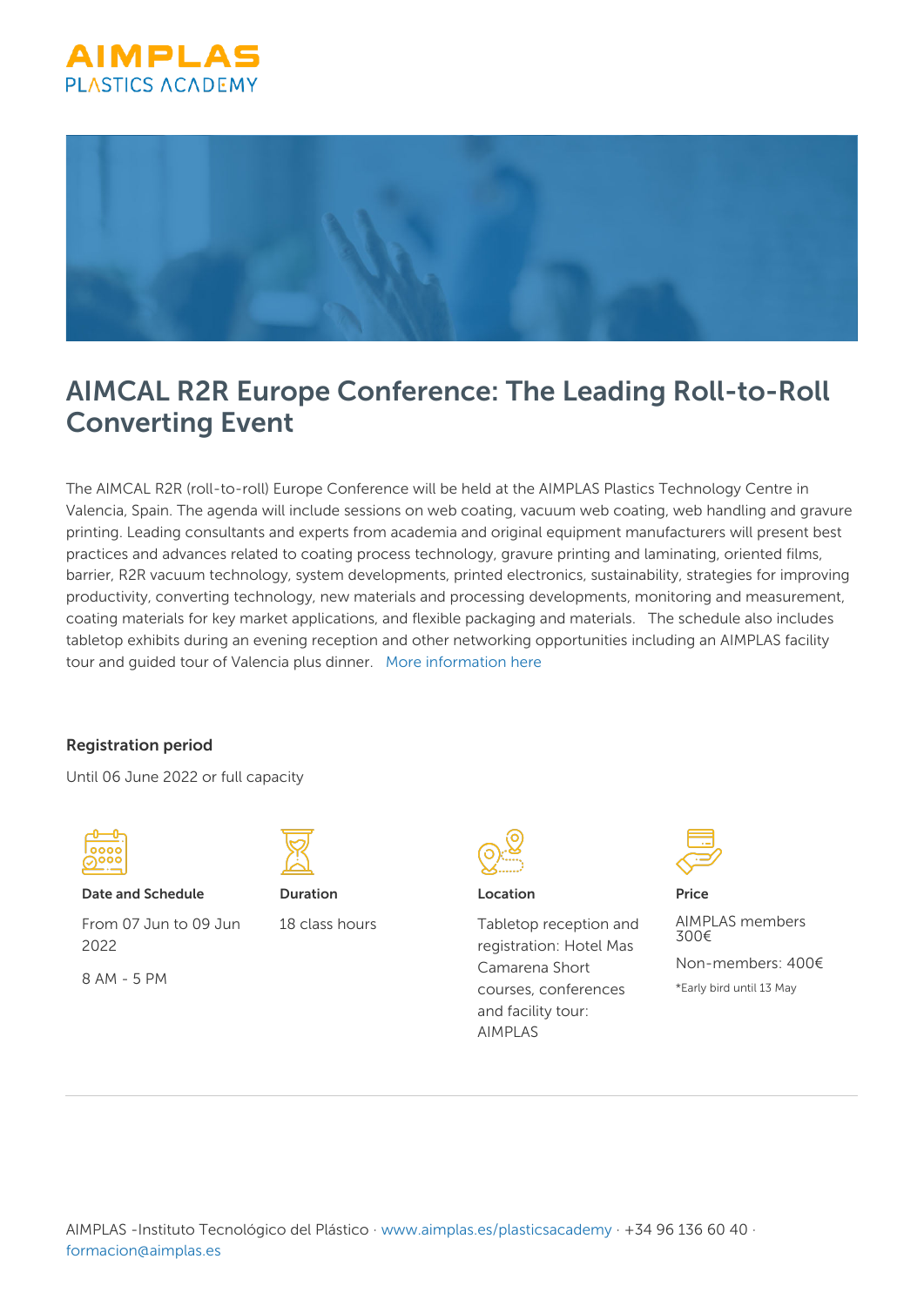AIMPLAS
PLASTICS ACADEMY

# AIMCAL R2R Europe Conference: The Leading Roll-to-Roll Converting Event

The AIMCAL R2R (roll-to-roll) Europe Conference will be held at the AIMPLAS Plastics Technology Centre in Valencia, Spain. The agenda will include sessions on web coating, vacuum web coating, web handling and gravure printing. Leading consultants and experts from academia and original equipment manufacturers will present best practices and advances related to coating process technology, gravure printing and laminating, oriented films, barrier, R2R vacuum technology, system developments, printed electronics, sustainability, strategies for improving productivity, converting technology, new materials and processing developments, monitoring and measurement, coating materials for key market applications, and flexible packaging and materials. The schedule also includes tabletop exhibits during an evening reception and other networking opportunities including an AIMPLAS facility tour and guided tour of Valencia plus dinner. More information here

**Registration period**

Until 06 June 2022 or full capacity

**Date and Schedule**

From 07 Jun to 09 Jun 2022

8 AM - 5 PM

**Duration**

18 class hours

**Location**

Tabletop reception and registration: Hotel Mas Camarena Short courses, conferences and facility tour: AIMPLAS

**Price**

AIMPLAS members 300€

Non-members: 400€

*Early bird until 13 May

AIMPLAS -Instituto Tecnológico del Plástico · www.aimplas.es/plasticsacademy · +34 96 136 60 40 · formacion@aimplas.es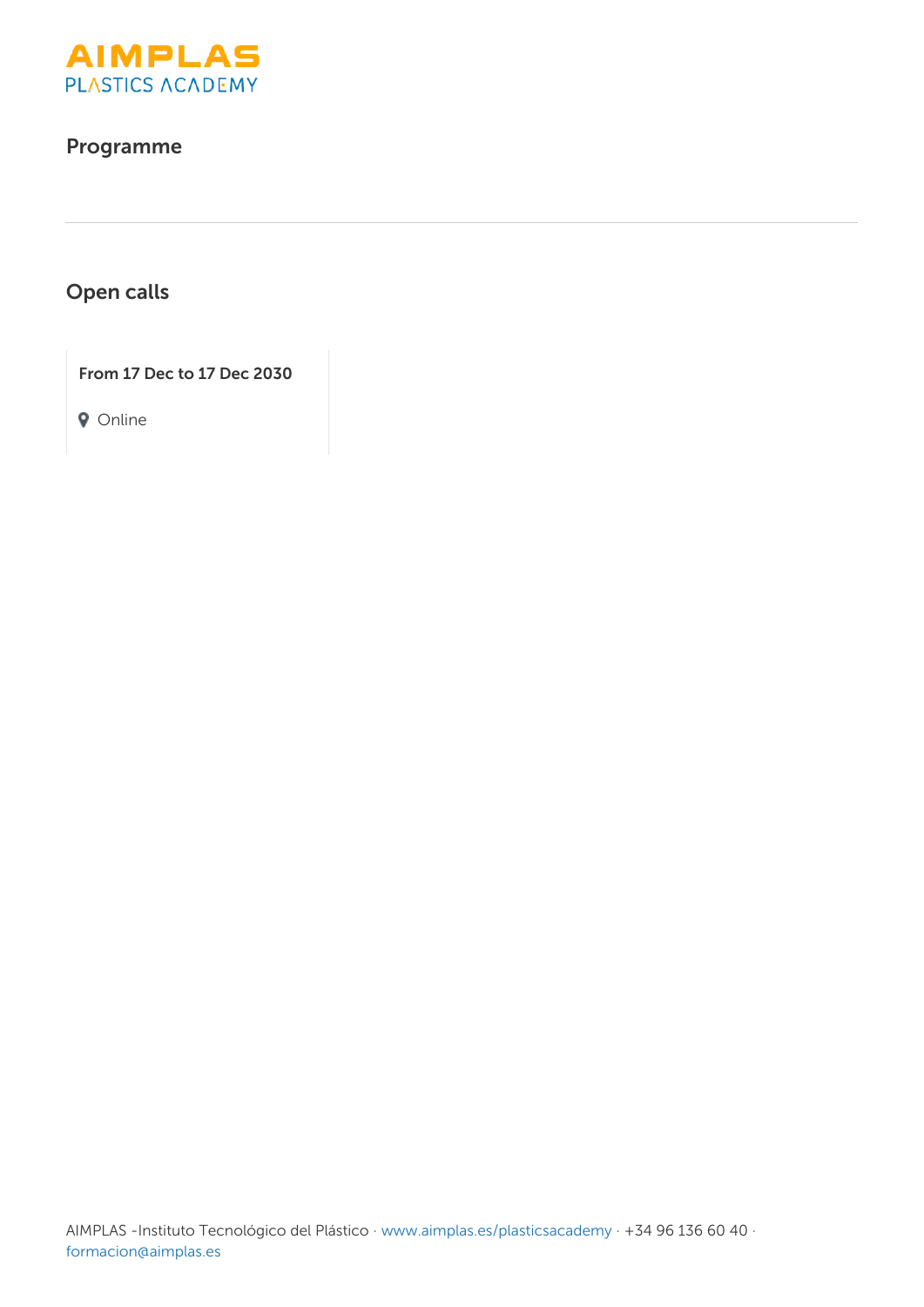## Programme

## Open calls

**From 17 Dec to 17 Dec 2030**

Online

AIMPLAS -Instituto Tecnológico del Plástico · www.aimplas.es/plasticsacademy · +34 96 136 60 40 · formacion@aimplas.es